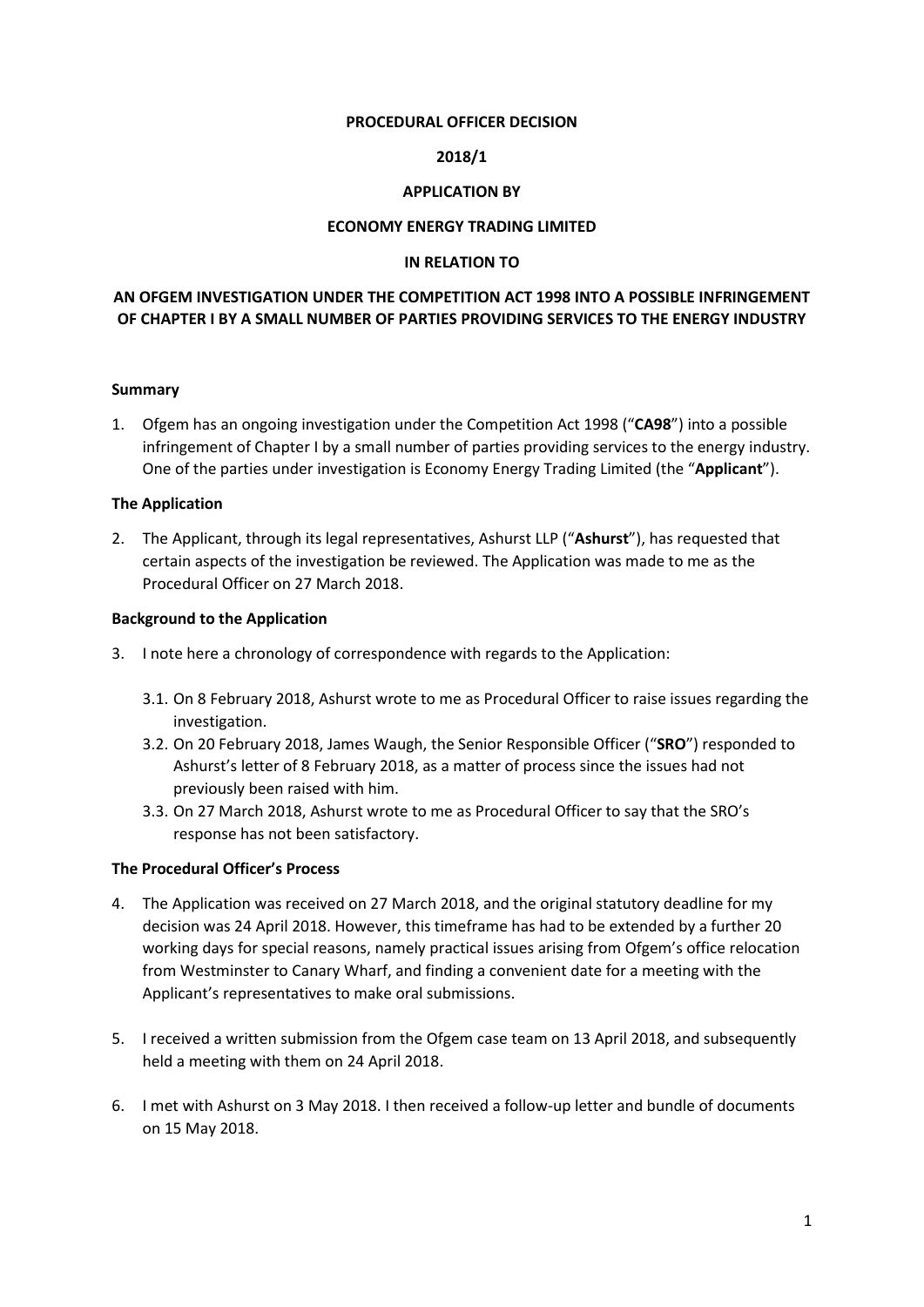**PROCEDURAL OFFICER DECISION**

**2018/1**

**APPLICATION BY**

**ECONOMY ENERGY TRADING LIMITED**

**IN RELATION TO**

**AN OFGEM INVESTIGATION UNDER THE COMPETITION ACT 1998 INTO A POSSIBLE INFRINGEMENT OF CHAPTER I BY A SMALL NUMBER OF PARTIES PROVIDING SERVICES TO THE ENERGY INDUSTRY**

**Summary**

1. Ofgem has an ongoing investigation under the Competition Act 1998 ("**CA98**") into a possible infringement of Chapter I by a small number of parties providing services to the energy industry. One of the parties under investigation is Economy Energy Trading Limited (the "**Applicant**").

**The Application**

2. The Applicant, through its legal representatives, Ashurst LLP ("**Ashurst**"), has requested that certain aspects of the investigation be reviewed. The Application was made to me as the Procedural Officer on 27 March 2018.

**Background to the Application**

3. I note here a chronology of correspondence with regards to the Application:

   3.1. On 8 February 2018, Ashurst wrote to me as Procedural Officer to raise issues regarding the investigation.

   3.2. On 20 February 2018, James Waugh, the Senior Responsible Officer ("**SRO**") responded to Ashurst's letter of 8 February 2018, as a matter of process since the issues had not previously been raised with him.

   3.3. On 27 March 2018, Ashurst wrote to me as Procedural Officer to say that the SRO's response has not been satisfactory.

**The Procedural Officer's Process**

4. The Application was received on 27 March 2018, and the original statutory deadline for my decision was 24 April 2018. However, this timeframe has had to be extended by a further 20 working days for special reasons, namely practical issues arising from Ofgem's office relocation from Westminster to Canary Wharf, and finding a convenient date for a meeting with the Applicant's representatives to make oral submissions.

5. I received a written submission from the Ofgem case team on 13 April 2018, and subsequently held a meeting with them on 24 April 2018.

6. I met with Ashurst on 3 May 2018. I then received a follow-up letter and bundle of documents on 15 May 2018.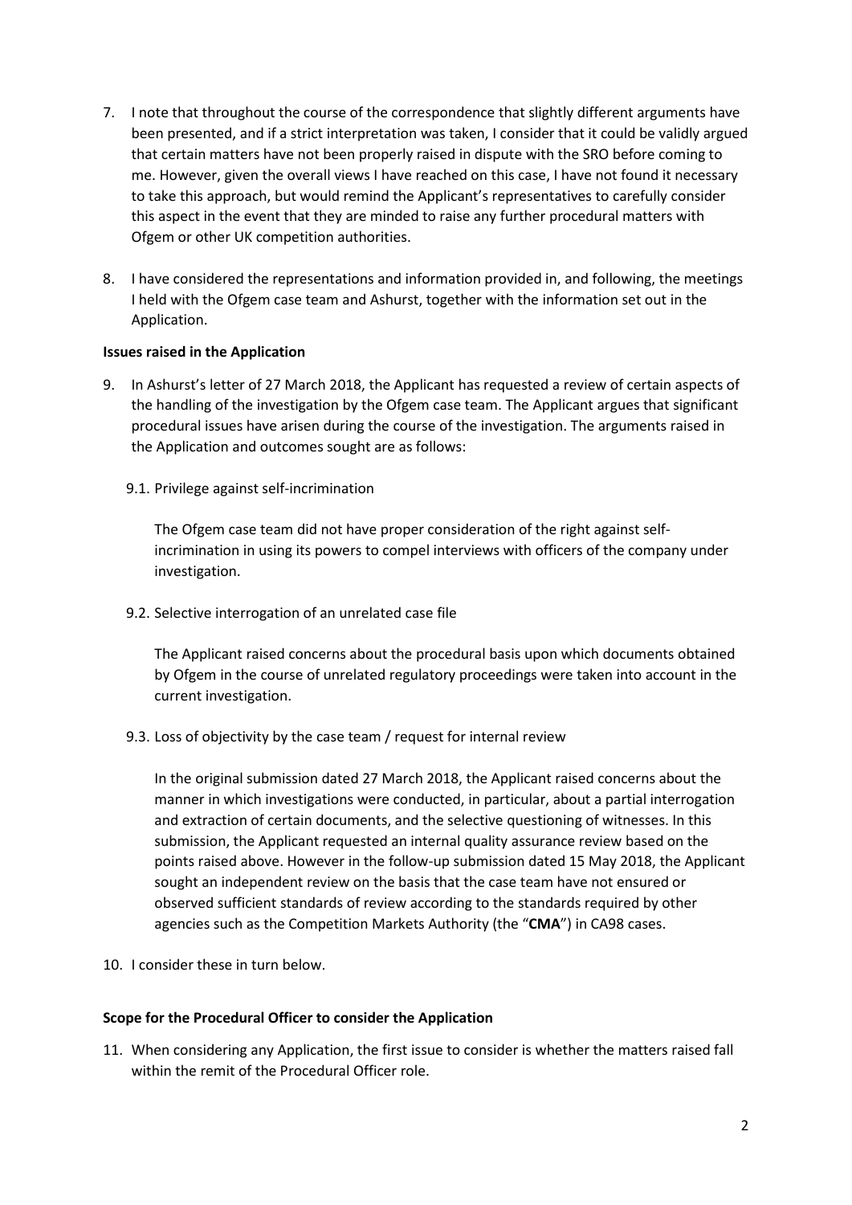7. I note that throughout the course of the correspondence that slightly different arguments have been presented, and if a strict interpretation was taken, I consider that it could be validly argued that certain matters have not been properly raised in dispute with the SRO before coming to me. However, given the overall views I have reached on this case, I have not found it necessary to take this approach, but would remind the Applicant's representatives to carefully consider this aspect in the event that they are minded to raise any further procedural matters with Ofgem or other UK competition authorities.

8. I have considered the representations and information provided in, and following, the meetings I held with the Ofgem case team and Ashurst, together with the information set out in the Application.

**Issues raised in the Application**

9. In Ashurst's letter of 27 March 2018, the Applicant has requested a review of certain aspects of the handling of the investigation by the Ofgem case team. The Applicant argues that significant procedural issues have arisen during the course of the investigation. The arguments raised in the Application and outcomes sought are as follows:

   9.1. Privilege against self-incrimination

   The Ofgem case team did not have proper consideration of the right against self-incrimination in using its powers to compel interviews with officers of the company under investigation.

   9.2. Selective interrogation of an unrelated case file

   The Applicant raised concerns about the procedural basis upon which documents obtained by Ofgem in the course of unrelated regulatory proceedings were taken into account in the current investigation.

   9.3. Loss of objectivity by the case team / request for internal review

   In the original submission dated 27 March 2018, the Applicant raised concerns about the manner in which investigations were conducted, in particular, about a partial interrogation and extraction of certain documents, and the selective questioning of witnesses. In this submission, the Applicant requested an internal quality assurance review based on the points raised above. However in the follow-up submission dated 15 May 2018, the Applicant sought an independent review on the basis that the case team have not ensured or observed sufficient standards of review according to the standards required by other agencies such as the Competition Markets Authority (the "**CMA**") in CA98 cases.

10. I consider these in turn below.

**Scope for the Procedural Officer to consider the Application**

11. When considering any Application, the first issue to consider is whether the matters raised fall within the remit of the Procedural Officer role.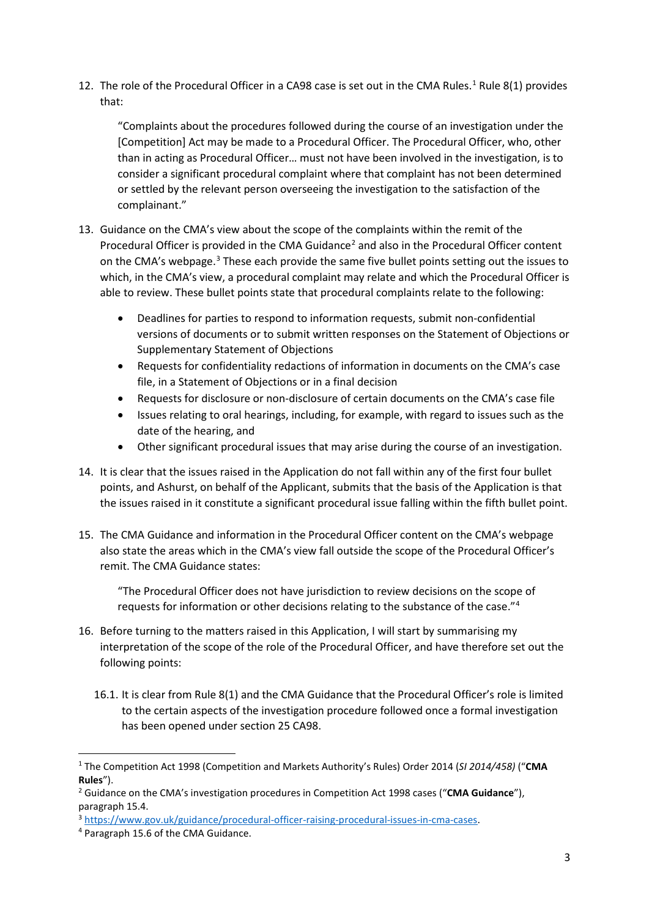12. The role of the Procedural Officer in a CA98 case is set out in the CMA Rules.[1] Rule 8(1) provides that:

    "Complaints about the procedures followed during the course of an investigation under the [Competition] Act may be made to a Procedural Officer. The Procedural Officer, who, other than in acting as Procedural Officer… must not have been involved in the investigation, is to consider a significant procedural complaint where that complaint has not been determined or settled by the relevant person overseeing the investigation to the satisfaction of the complainant."

13. Guidance on the CMA's view about the scope of the complaints within the remit of the Procedural Officer is provided in the CMA Guidance[2] and also in the Procedural Officer content on the CMA's webpage.[3] These each provide the same five bullet points setting out the issues to which, in the CMA's view, a procedural complaint may relate and which the Procedural Officer is able to review. These bullet points state that procedural complaints relate to the following:

    - Deadlines for parties to respond to information requests, submit non-confidential versions of documents or to submit written responses on the Statement of Objections or Supplementary Statement of Objections
    - Requests for confidentiality redactions of information in documents on the CMA's case file, in a Statement of Objections or in a final decision
    - Requests for disclosure or non-disclosure of certain documents on the CMA's case file
    - Issues relating to oral hearings, including, for example, with regard to issues such as the date of the hearing, and
    - Other significant procedural issues that may arise during the course of an investigation.

14. It is clear that the issues raised in the Application do not fall within any of the first four bullet points, and Ashurst, on behalf of the Applicant, submits that the basis of the Application is that the issues raised in it constitute a significant procedural issue falling within the fifth bullet point.

15. The CMA Guidance and information in the Procedural Officer content on the CMA's webpage also state the areas which in the CMA's view fall outside the scope of the Procedural Officer's remit. The CMA Guidance states:

    "The Procedural Officer does not have jurisdiction to review decisions on the scope of requests for information or other decisions relating to the substance of the case."[4]

16. Before turning to the matters raised in this Application, I will start by summarising my interpretation of the scope of the role of the Procedural Officer, and have therefore set out the following points:

    16.1. It is clear from Rule 8(1) and the CMA Guidance that the Procedural Officer's role is limited to the certain aspects of the investigation procedure followed once a formal investigation has been opened under section 25 CA98.

---

[1] The Competition Act 1998 (Competition and Markets Authority's Rules) Order 2014 (*SI 2014/458*) ("**CMA Rules**").

[2] Guidance on the CMA's investigation procedures in Competition Act 1998 cases ("**CMA Guidance**"), paragraph 15.4.

[3] https://www.gov.uk/guidance/procedural-officer-raising-procedural-issues-in-cma-cases.

[4] Paragraph 15.6 of the CMA Guidance.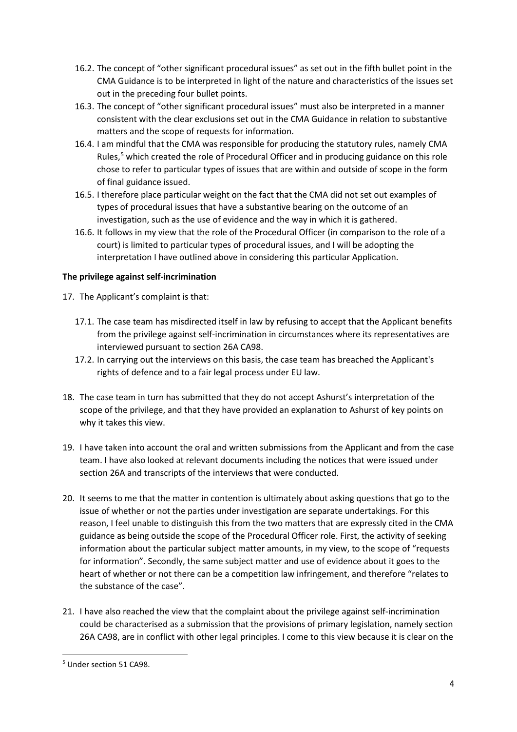16.2. The concept of "other significant procedural issues" as set out in the fifth bullet point in the CMA Guidance is to be interpreted in light of the nature and characteristics of the issues set out in the preceding four bullet points.

16.3. The concept of "other significant procedural issues" must also be interpreted in a manner consistent with the clear exclusions set out in the CMA Guidance in relation to substantive matters and the scope of requests for information.

16.4. I am mindful that the CMA was responsible for producing the statutory rules, namely CMA Rules,[5] which created the role of Procedural Officer and in producing guidance on this role chose to refer to particular types of issues that are within and outside of scope in the form of final guidance issued.

16.5. I therefore place particular weight on the fact that the CMA did not set out examples of types of procedural issues that have a substantive bearing on the outcome of an investigation, such as the use of evidence and the way in which it is gathered.

16.6. It follows in my view that the role of the Procedural Officer (in comparison to the role of a court) is limited to particular types of procedural issues, and I will be adopting the interpretation I have outlined above in considering this particular Application.

**The privilege against self-incrimination**

17. The Applicant's complaint is that:

    17.1. The case team has misdirected itself in law by refusing to accept that the Applicant benefits from the privilege against self-incrimination in circumstances where its representatives are interviewed pursuant to section 26A CA98.

    17.2. In carrying out the interviews on this basis, the case team has breached the Applicant's rights of defence and to a fair legal process under EU law.

18. The case team in turn has submitted that they do not accept Ashurst's interpretation of the scope of the privilege, and that they have provided an explanation to Ashurst of key points on why it takes this view.

19. I have taken into account the oral and written submissions from the Applicant and from the case team. I have also looked at relevant documents including the notices that were issued under section 26A and transcripts of the interviews that were conducted.

20. It seems to me that the matter in contention is ultimately about asking questions that go to the issue of whether or not the parties under investigation are separate undertakings. For this reason, I feel unable to distinguish this from the two matters that are expressly cited in the CMA guidance as being outside the scope of the Procedural Officer role. First, the activity of seeking information about the particular subject matter amounts, in my view, to the scope of "requests for information". Secondly, the same subject matter and use of evidence about it goes to the heart of whether or not there can be a competition law infringement, and therefore "relates to the substance of the case".

21. I have also reached the view that the complaint about the privilege against self-incrimination could be characterised as a submission that the provisions of primary legislation, namely section 26A CA98, are in conflict with other legal principles. I come to this view because it is clear on the

[5] Under section 51 CA98.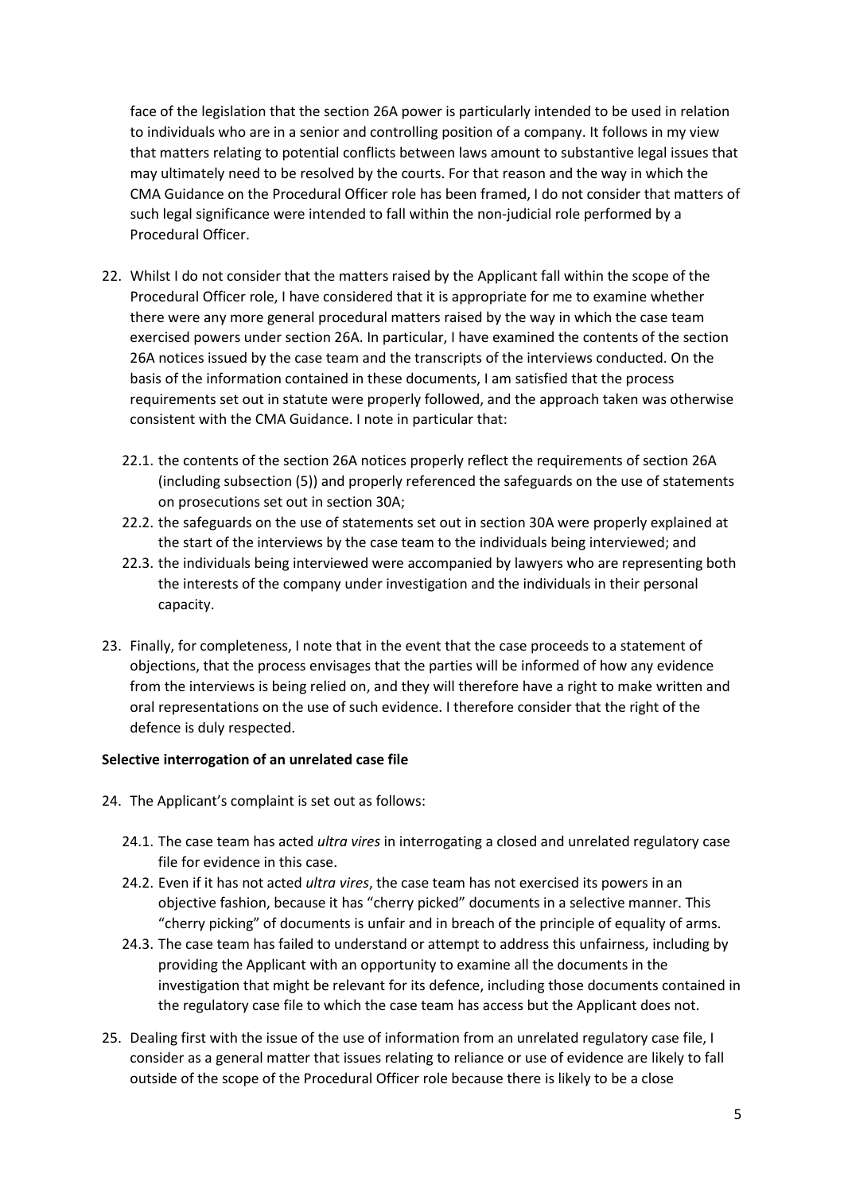face of the legislation that the section 26A power is particularly intended to be used in relation to individuals who are in a senior and controlling position of a company. It follows in my view that matters relating to potential conflicts between laws amount to substantive legal issues that may ultimately need to be resolved by the courts. For that reason and the way in which the CMA Guidance on the Procedural Officer role has been framed, I do not consider that matters of such legal significance were intended to fall within the non-judicial role performed by a Procedural Officer.

22. Whilst I do not consider that the matters raised by the Applicant fall within the scope of the Procedural Officer role, I have considered that it is appropriate for me to examine whether there were any more general procedural matters raised by the way in which the case team exercised powers under section 26A. In particular, I have examined the contents of the section 26A notices issued by the case team and the transcripts of the interviews conducted. On the basis of the information contained in these documents, I am satisfied that the process requirements set out in statute were properly followed, and the approach taken was otherwise consistent with the CMA Guidance. I note in particular that:

    22.1. the contents of the section 26A notices properly reflect the requirements of section 26A (including subsection (5)) and properly referenced the safeguards on the use of statements on prosecutions set out in section 30A;

    22.2. the safeguards on the use of statements set out in section 30A were properly explained at the start of the interviews by the case team to the individuals being interviewed; and

    22.3. the individuals being interviewed were accompanied by lawyers who are representing both the interests of the company under investigation and the individuals in their personal capacity.

23. Finally, for completeness, I note that in the event that the case proceeds to a statement of objections, that the process envisages that the parties will be informed of how any evidence from the interviews is being relied on, and they will therefore have a right to make written and oral representations on the use of such evidence. I therefore consider that the right of the defence is duly respected.

**Selective interrogation of an unrelated case file**

24. The Applicant's complaint is set out as follows:

    24.1. The case team has acted *ultra vires* in interrogating a closed and unrelated regulatory case file for evidence in this case.

    24.2. Even if it has not acted *ultra vires*, the case team has not exercised its powers in an objective fashion, because it has "cherry picked" documents in a selective manner. This "cherry picking" of documents is unfair and in breach of the principle of equality of arms.

    24.3. The case team has failed to understand or attempt to address this unfairness, including by providing the Applicant with an opportunity to examine all the documents in the investigation that might be relevant for its defence, including those documents contained in the regulatory case file to which the case team has access but the Applicant does not.

25. Dealing first with the issue of the use of information from an unrelated regulatory case file, I consider as a general matter that issues relating to reliance or use of evidence are likely to fall outside of the scope of the Procedural Officer role because there is likely to be a close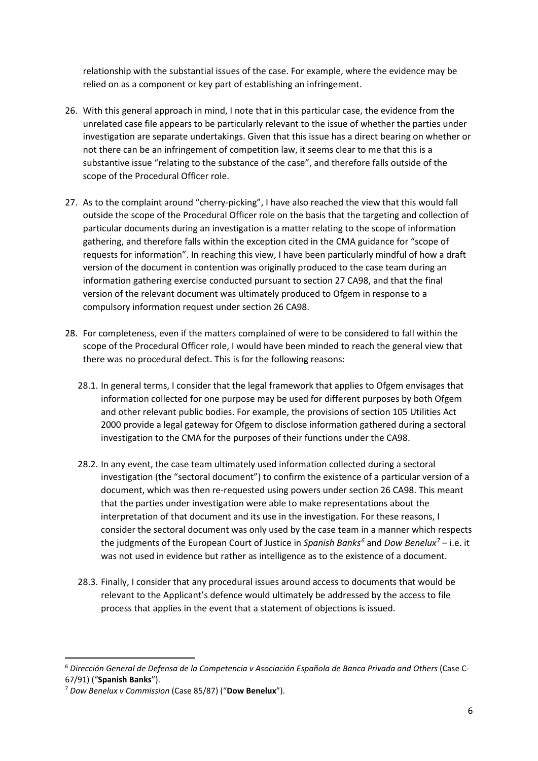relationship with the substantial issues of the case. For example, where the evidence may be relied on as a component or key part of establishing an infringement.

26. With this general approach in mind, I note that in this particular case, the evidence from the unrelated case file appears to be particularly relevant to the issue of whether the parties under investigation are separate undertakings. Given that this issue has a direct bearing on whether or not there can be an infringement of competition law, it seems clear to me that this is a substantive issue "relating to the substance of the case", and therefore falls outside of the scope of the Procedural Officer role.

27. As to the complaint around "cherry-picking", I have also reached the view that this would fall outside the scope of the Procedural Officer role on the basis that the targeting and collection of particular documents during an investigation is a matter relating to the scope of information gathering, and therefore falls within the exception cited in the CMA guidance for "scope of requests for information". In reaching this view, I have been particularly mindful of how a draft version of the document in contention was originally produced to the case team during an information gathering exercise conducted pursuant to section 27 CA98, and that the final version of the relevant document was ultimately produced to Ofgem in response to a compulsory information request under section 26 CA98.

28. For completeness, even if the matters complained of were to be considered to fall within the scope of the Procedural Officer role, I would have been minded to reach the general view that there was no procedural defect. This is for the following reasons:

    28.1. In general terms, I consider that the legal framework that applies to Ofgem envisages that information collected for one purpose may be used for different purposes by both Ofgem and other relevant public bodies. For example, the provisions of section 105 Utilities Act 2000 provide a legal gateway for Ofgem to disclose information gathered during a sectoral investigation to the CMA for the purposes of their functions under the CA98.

    28.2. In any event, the case team ultimately used information collected during a sectoral investigation (the "sectoral document") to confirm the existence of a particular version of a document, which was then re-requested using powers under section 26 CA98. This meant that the parties under investigation were able to make representations about the interpretation of that document and its use in the investigation. For these reasons, I consider the sectoral document was only used by the case team in a manner which respects the judgments of the European Court of Justice in *Spanish Banks*[6] and *Dow Benelux*[7] – i.e. it was not used in evidence but rather as intelligence as to the existence of a document.

    28.3. Finally, I consider that any procedural issues around access to documents that would be relevant to the Applicant's defence would ultimately be addressed by the access to file process that applies in the event that a statement of objections is issued.

---

[6] *Dirección General de Defensa de la Competencia v Asociación Española de Banca Privada and Others* (Case C-67/91) ("**Spanish Banks**").

[7] *Dow Benelux v Commission* (Case 85/87) ("**Dow Benelux**").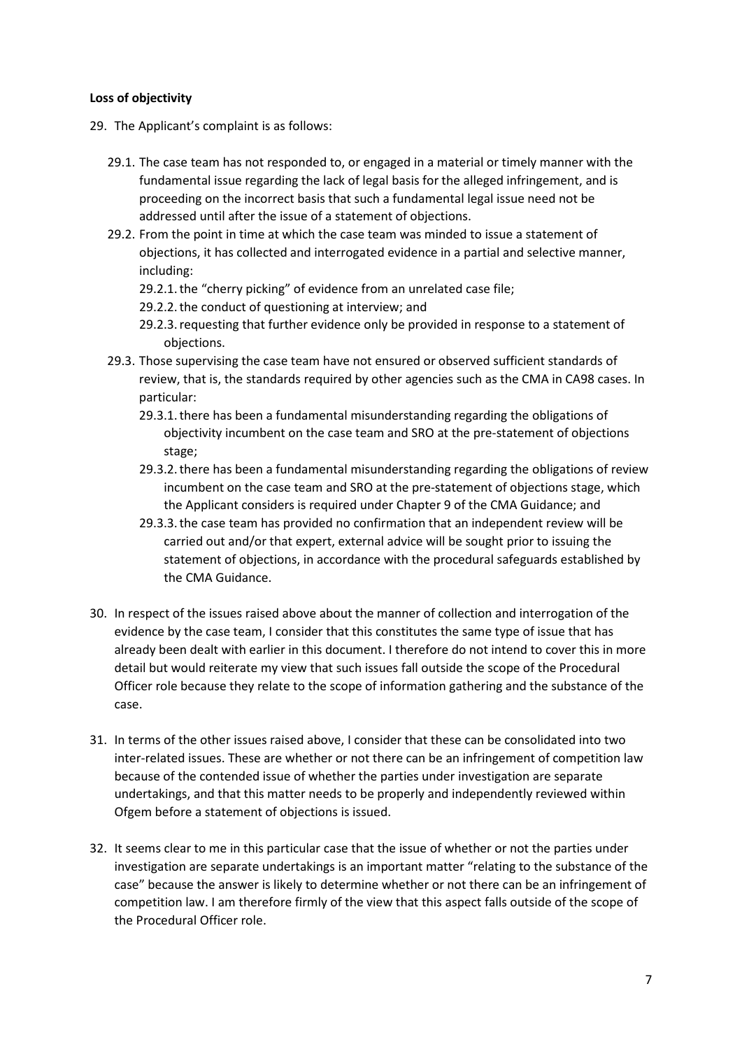**Loss of objectivity**

29. The Applicant's complaint is as follows:

   29.1. The case team has not responded to, or engaged in a material or timely manner with the fundamental issue regarding the lack of legal basis for the alleged infringement, and is proceeding on the incorrect basis that such a fundamental legal issue need not be addressed until after the issue of a statement of objections.

   29.2. From the point in time at which the case team was minded to issue a statement of objections, it has collected and interrogated evidence in a partial and selective manner, including:

      29.2.1. the "cherry picking" of evidence from an unrelated case file;

      29.2.2. the conduct of questioning at interview; and

      29.2.3. requesting that further evidence only be provided in response to a statement of objections.

   29.3. Those supervising the case team have not ensured or observed sufficient standards of review, that is, the standards required by other agencies such as the CMA in CA98 cases. In particular:

      29.3.1. there has been a fundamental misunderstanding regarding the obligations of objectivity incumbent on the case team and SRO at the pre-statement of objections stage;

      29.3.2. there has been a fundamental misunderstanding regarding the obligations of review incumbent on the case team and SRO at the pre-statement of objections stage, which the Applicant considers is required under Chapter 9 of the CMA Guidance; and

      29.3.3. the case team has provided no confirmation that an independent review will be carried out and/or that expert, external advice will be sought prior to issuing the statement of objections, in accordance with the procedural safeguards established by the CMA Guidance.

30. In respect of the issues raised above about the manner of collection and interrogation of the evidence by the case team, I consider that this constitutes the same type of issue that has already been dealt with earlier in this document. I therefore do not intend to cover this in more detail but would reiterate my view that such issues fall outside the scope of the Procedural Officer role because they relate to the scope of information gathering and the substance of the case.

31. In terms of the other issues raised above, I consider that these can be consolidated into two inter-related issues. These are whether or not there can be an infringement of competition law because of the contended issue of whether the parties under investigation are separate undertakings, and that this matter needs to be properly and independently reviewed within Ofgem before a statement of objections is issued.

32. It seems clear to me in this particular case that the issue of whether or not the parties under investigation are separate undertakings is an important matter "relating to the substance of the case" because the answer is likely to determine whether or not there can be an infringement of competition law. I am therefore firmly of the view that this aspect falls outside of the scope of the Procedural Officer role.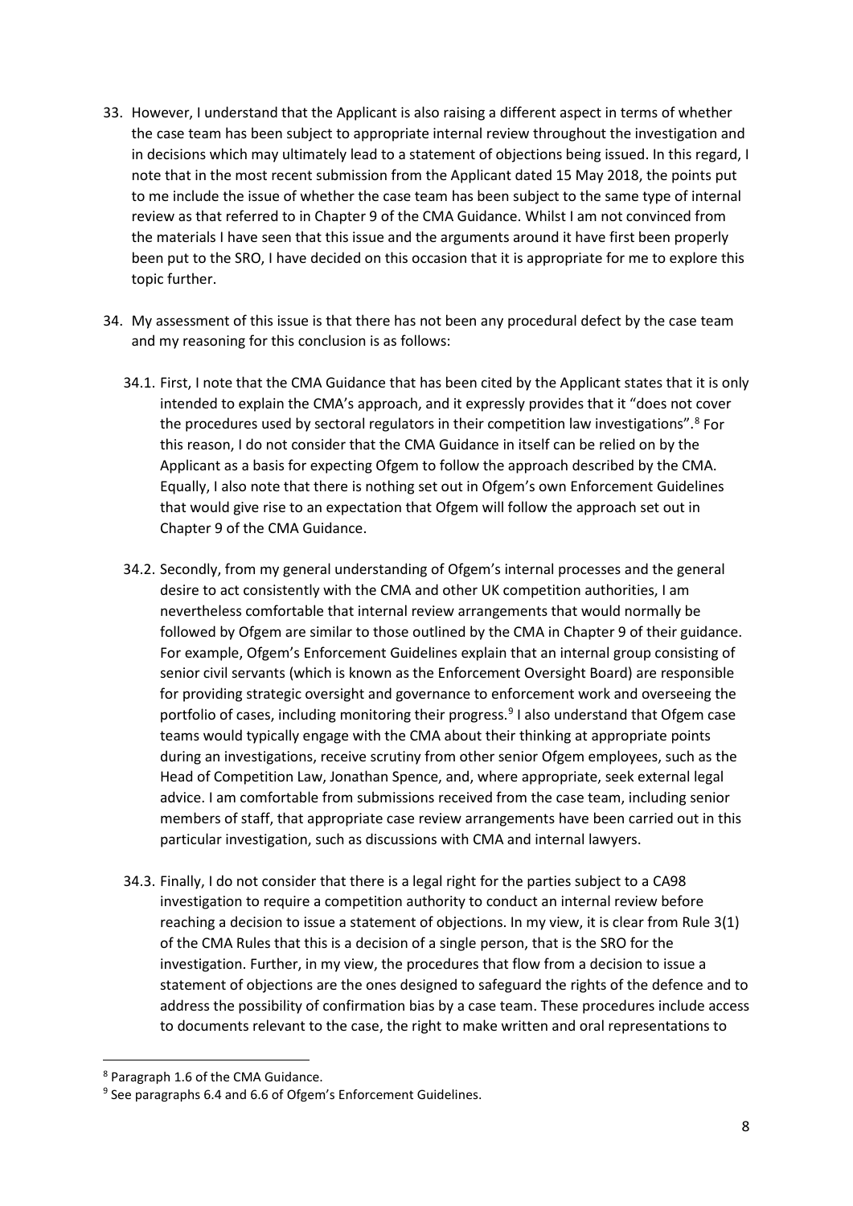33. However, I understand that the Applicant is also raising a different aspect in terms of whether the case team has been subject to appropriate internal review throughout the investigation and in decisions which may ultimately lead to a statement of objections being issued. In this regard, I note that in the most recent submission from the Applicant dated 15 May 2018, the points put to me include the issue of whether the case team has been subject to the same type of internal review as that referred to in Chapter 9 of the CMA Guidance. Whilst I am not convinced from the materials I have seen that this issue and the arguments around it have first been properly been put to the SRO, I have decided on this occasion that it is appropriate for me to explore this topic further.

34. My assessment of this issue is that there has not been any procedural defect by the case team and my reasoning for this conclusion is as follows:

    34.1. First, I note that the CMA Guidance that has been cited by the Applicant states that it is only intended to explain the CMA's approach, and it expressly provides that it "does not cover the procedures used by sectoral regulators in their competition law investigations".[8] For this reason, I do not consider that the CMA Guidance in itself can be relied on by the Applicant as a basis for expecting Ofgem to follow the approach described by the CMA. Equally, I also note that there is nothing set out in Ofgem's own Enforcement Guidelines that would give rise to an expectation that Ofgem will follow the approach set out in Chapter 9 of the CMA Guidance.

    34.2. Secondly, from my general understanding of Ofgem's internal processes and the general desire to act consistently with the CMA and other UK competition authorities, I am nevertheless comfortable that internal review arrangements that would normally be followed by Ofgem are similar to those outlined by the CMA in Chapter 9 of their guidance. For example, Ofgem's Enforcement Guidelines explain that an internal group consisting of senior civil servants (which is known as the Enforcement Oversight Board) are responsible for providing strategic oversight and governance to enforcement work and overseeing the portfolio of cases, including monitoring their progress.[9] I also understand that Ofgem case teams would typically engage with the CMA about their thinking at appropriate points during an investigations, receive scrutiny from other senior Ofgem employees, such as the Head of Competition Law, Jonathan Spence, and, where appropriate, seek external legal advice. I am comfortable from submissions received from the case team, including senior members of staff, that appropriate case review arrangements have been carried out in this particular investigation, such as discussions with CMA and internal lawyers.

    34.3. Finally, I do not consider that there is a legal right for the parties subject to a CA98 investigation to require a competition authority to conduct an internal review before reaching a decision to issue a statement of objections. In my view, it is clear from Rule 3(1) of the CMA Rules that this is a decision of a single person, that is the SRO for the investigation. Further, in my view, the procedures that flow from a decision to issue a statement of objections are the ones designed to safeguard the rights of the defence and to address the possibility of confirmation bias by a case team. These procedures include access to documents relevant to the case, the right to make written and oral representations to

---

[8] Paragraph 1.6 of the CMA Guidance.

[9] See paragraphs 6.4 and 6.6 of Ofgem's Enforcement Guidelines.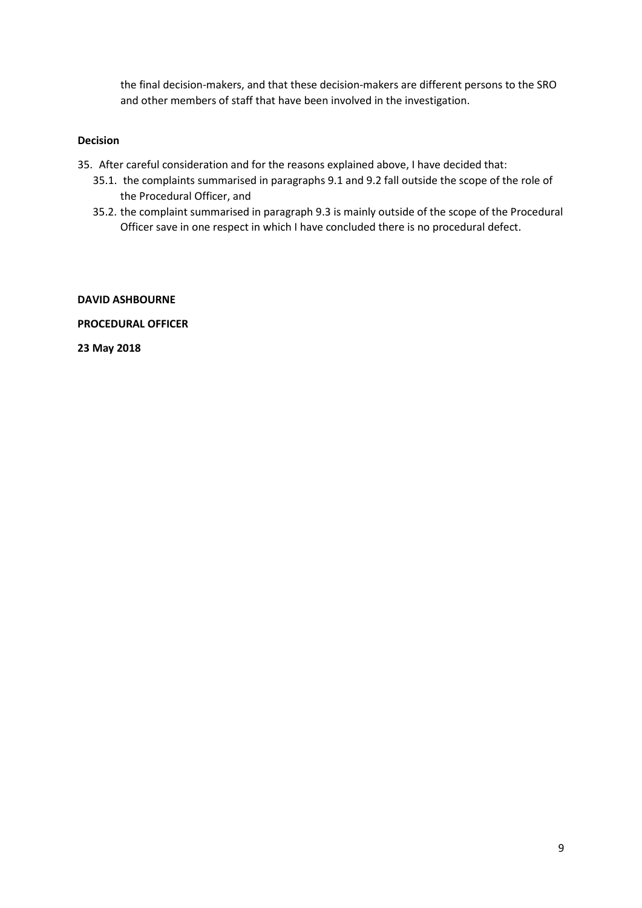the final decision-makers, and that these decision-makers are different persons to the SRO and other members of staff that have been involved in the investigation.

**Decision**

35. After careful consideration and for the reasons explained above, I have decided that:
    35.1. the complaints summarised in paragraphs 9.1 and 9.2 fall outside the scope of the role of the Procedural Officer, and
    35.2. the complaint summarised in paragraph 9.3 is mainly outside of the scope of the Procedural Officer save in one respect in which I have concluded there is no procedural defect.

**DAVID ASHBOURNE**

**PROCEDURAL OFFICER**

**23 May 2018**